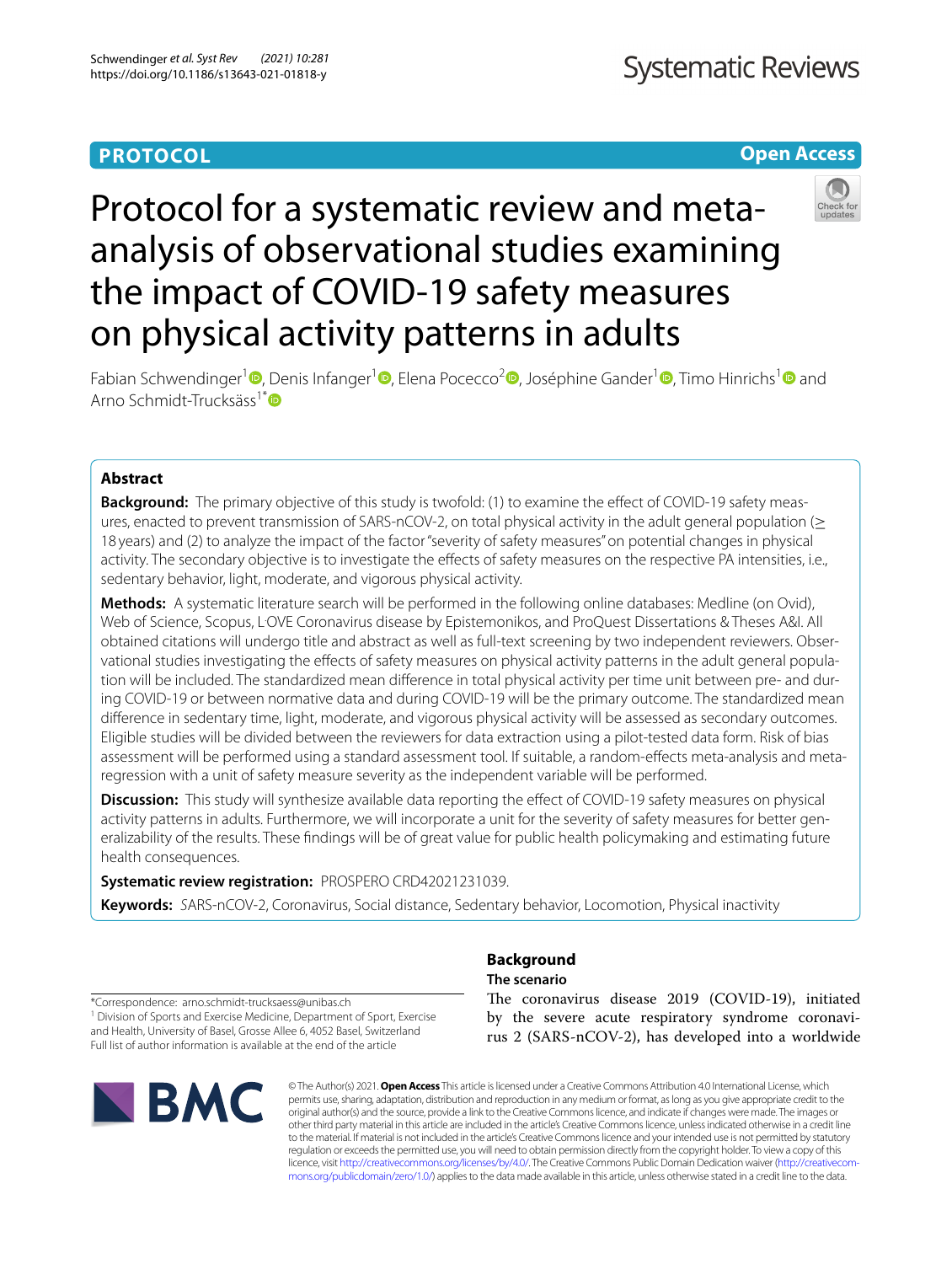**PROTOCOL** | **Open Access**

# Protocol for a systematic review and meta-analysis of observational studies examining the impact of COVID-19 safety measures on physical activity patterns in adults

Fabian Schwendinger[1], Denis Infanger[1], Elena Pococco[2], Joséphine Gander[1], Timo Hinrichs[1] and Arno Schmidt-Trucksäss[1*]

## Abstract

**Background:** The primary objective of this study is twofold: (1) to examine the effect of COVID-19 safety measures, enacted to prevent transmission of SARS-nCOV-2, on total physical activity in the adult general population (≥ 18 years) and (2) to analyze the impact of the factor "severity of safety measures" on potential changes in physical activity. The secondary objective is to investigate the effects of safety measures on the respective PA intensities, i.e., sedentary behavior, light, moderate, and vigorous physical activity.

**Methods:** A systematic literature search will be performed in the following online databases: Medline (on Ovid), Web of Science, Scopus, L·OVE Coronavirus disease by Epistemonikos, and ProQuest Dissertations & Theses A&I. All obtained citations will undergo title and abstract as well as full-text screening by two independent reviewers. Observational studies investigating the effects of safety measures on physical activity patterns in the adult general population will be included. The standardized mean difference in total physical activity per time unit between pre- and during COVID-19 or between normative data and during COVID-19 will be the primary outcome. The standardized mean difference in sedentary time, light, moderate, and vigorous physical activity will be assessed as secondary outcomes. Eligible studies will be divided between the reviewers for data extraction using a pilot-tested data form. Risk of bias assessment will be performed using a standard assessment tool. If suitable, a random-effects meta-analysis and meta-regression with a unit of safety measure severity as the independent variable will be performed.

**Discussion:** This study will synthesize available data reporting the effect of COVID-19 safety measures on physical activity patterns in adults. Furthermore, we will incorporate a unit for the severity of safety measures for better generalizability of the results. These findings will be of great value for public health policymaking and estimating future health consequences.

**Systematic review registration:** PROSPERO CRD42021231039.

**Keywords:** *SARS-nCOV-2, Coronavirus, Social distance, Sedentary behavior, Locomotion, Physical inactivity*

*Correspondence: arno.schmidt-trucksaess@unibas.ch
[1] Division of Sports and Exercise Medicine, Department of Sport, Exercise and Health, University of Basel, Grosse Allee 6, 4052 Basel, Switzerland
Full list of author information is available at the end of the article

## Background

### The scenario

The coronavirus disease 2019 (COVID-19), initiated by the severe acute respiratory syndrome coronavirus 2 (SARS-nCOV-2), has developed into a worldwide

© The Author(s) 2021. **Open Access** This article is licensed under a Creative Commons Attribution 4.0 International License, which permits use, sharing, adaptation, distribution and reproduction in any medium or format, as long as you give appropriate credit to the original author(s) and the source, provide a link to the Creative Commons licence, and indicate if changes were made. The images or other third party material in this article are included in the article's Creative Commons licence, unless indicated otherwise in a credit line to the material. If material is not included in the article's Creative Commons licence and your intended use is not permitted by statutory regulation or exceeds the permitted use, you will need to obtain permission directly from the copyright holder. To view a copy of this licence, visit http://creativecommons.org/licenses/by/4.0/. The Creative Commons Public Domain Dedication waiver (http://creativecommons.org/publicdomain/zero/1.0/) applies to the data made available in this article, unless otherwise stated in a credit line to the data.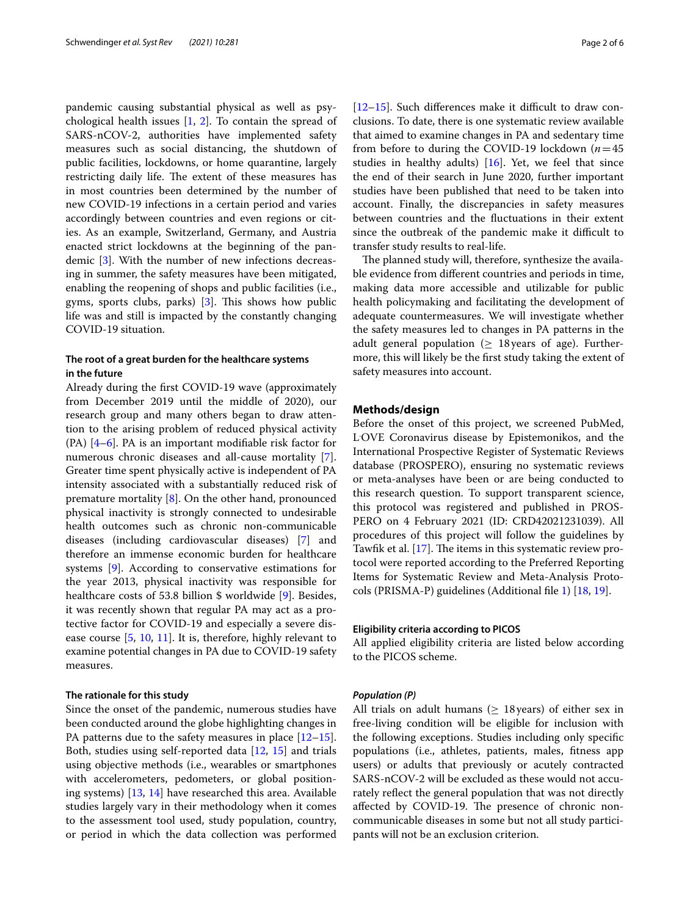pandemic causing substantial physical as well as psychological health issues [1, 2]. To contain the spread of SARS-nCOV-2, authorities have implemented safety measures such as social distancing, the shutdown of public facilities, lockdowns, or home quarantine, largely restricting daily life. The extent of these measures has in most countries been determined by the number of new COVID-19 infections in a certain period and varies accordingly between countries and even regions or cities. As an example, Switzerland, Germany, and Austria enacted strict lockdowns at the beginning of the pandemic [3]. With the number of new infections decreasing in summer, the safety measures have been mitigated, enabling the reopening of shops and public facilities (i.e., gyms, sports clubs, parks) [3]. This shows how public life was and still is impacted by the constantly changing COVID-19 situation.

### The root of a great burden for the healthcare systems in the future

Already during the first COVID-19 wave (approximately from December 2019 until the middle of 2020), our research group and many others began to draw attention to the arising problem of reduced physical activity (PA) [4–6]. PA is an important modifiable risk factor for numerous chronic diseases and all-cause mortality [7]. Greater time spent physically active is independent of PA intensity associated with a substantially reduced risk of premature mortality [8]. On the other hand, pronounced physical inactivity is strongly connected to undesirable health outcomes such as chronic non-communicable diseases (including cardiovascular diseases) [7] and therefore an immense economic burden for healthcare systems [9]. According to conservative estimations for the year 2013, physical inactivity was responsible for healthcare costs of 53.8 billion $ worldwide [9]. Besides, it was recently shown that regular PA may act as a protective factor for COVID-19 and especially a severe disease course [5, 10, 11]. It is, therefore, highly relevant to examine potential changes in PA due to COVID-19 safety measures.

### The rationale for this study

Since the onset of the pandemic, numerous studies have been conducted around the globe highlighting changes in PA patterns due to the safety measures in place [12–15]. Both, studies using self-reported data [12, 15] and trials using objective methods (i.e., wearables or smartphones with accelerometers, pedometers, or global positioning systems) [13, 14] have researched this area. Available studies largely vary in their methodology when it comes to the assessment tool used, study population, country, or period in which the data collection was performed [12–15]. Such differences make it difficult to draw conclusions. To date, there is one systematic review available that aimed to examine changes in PA and sedentary time from before to during the COVID-19 lockdown ($n=45$ studies in healthy adults) [16]. Yet, we feel that since the end of their search in June 2020, further important studies have been published that need to be taken into account. Finally, the discrepancies in safety measures between countries and the fluctuations in their extent since the outbreak of the pandemic make it difficult to transfer study results to real-life.

The planned study will, therefore, synthesize the available evidence from different countries and periods in time, making data more accessible and utilizable for public health policymaking and facilitating the development of adequate countermeasures. We will investigate whether the safety measures led to changes in PA patterns in the adult general population ($\geq$ 18 years of age). Furthermore, this will likely be the first study taking the extent of safety measures into account.

## Methods/design

Before the onset of this project, we screened PubMed, L·OVE Coronavirus disease by Epistemonikos, and the International Prospective Register of Systematic Reviews database (PROSPERO), ensuring no systematic reviews or meta-analyses have been or are being conducted to this research question. To support transparent science, this protocol was registered and published in PROSPERO on 4 February 2021 (ID: CRD42021231039). All procedures of this project will follow the guidelines by Tawfik et al. [17]. The items in this systematic review protocol were reported according to the Preferred Reporting Items for Systematic Review and Meta-Analysis Protocols (PRISMA-P) guidelines (Additional file 1) [18, 19].

### Eligibility criteria according to PICOS

All applied eligibility criteria are listed below according to the PICOS scheme.

#### *Population (P)*

All trials on adult humans ($\geq$ 18 years) of either sex in free-living condition will be eligible for inclusion with the following exceptions. Studies including only specific populations (i.e., athletes, patients, males, fitness app users) or adults that previously or acutely contracted SARS-nCOV-2 will be excluded as these would not accurately reflect the general population that was not directly affected by COVID-19. The presence of chronic non-communicable diseases in some but not all study participants will not be an exclusion criterion.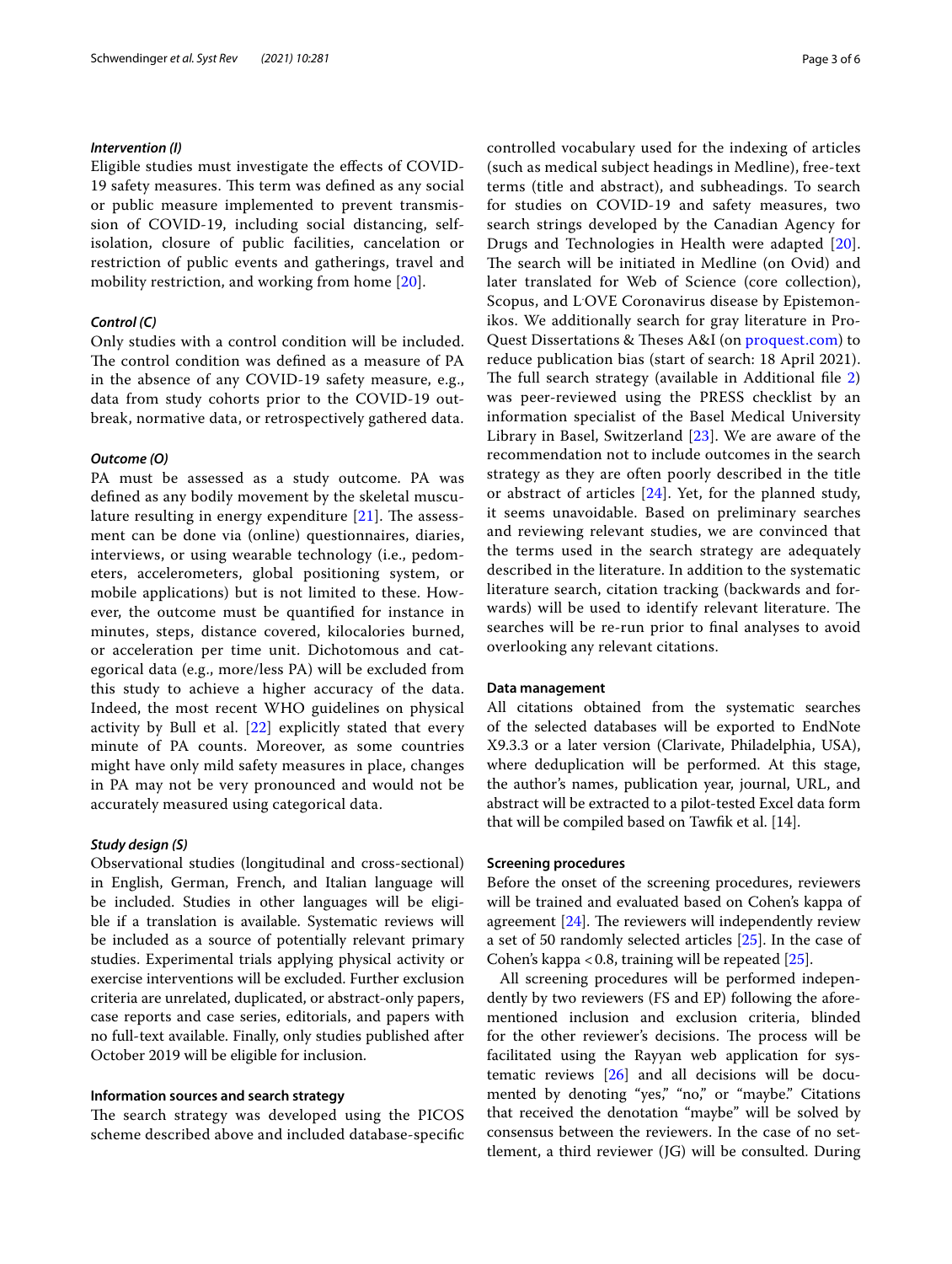#### *Intervention (I)*

Eligible studies must investigate the effects of COVID-19 safety measures. This term was defined as any social or public measure implemented to prevent transmission of COVID-19, including social distancing, self-isolation, closure of public facilities, cancelation or restriction of public events and gatherings, travel and mobility restriction, and working from home [20].

#### *Control (C)*

Only studies with a control condition will be included. The control condition was defined as a measure of PA in the absence of any COVID-19 safety measure, e.g., data from study cohorts prior to the COVID-19 outbreak, normative data, or retrospectively gathered data.

#### *Outcome (O)*

PA must be assessed as a study outcome. PA was defined as any bodily movement by the skeletal musculature resulting in energy expenditure [21]. The assessment can be done via (online) questionnaires, diaries, interviews, or using wearable technology (i.e., pedometers, accelerometers, global positioning system, or mobile applications) but is not limited to these. However, the outcome must be quantified for instance in minutes, steps, distance covered, kilocalories burned, or acceleration per time unit. Dichotomous and categorical data (e.g., more/less PA) will be excluded from this study to achieve a higher accuracy of the data. Indeed, the most recent WHO guidelines on physical activity by Bull et al. [22] explicitly stated that every minute of PA counts. Moreover, as some countries might have only mild safety measures in place, changes in PA may not be very pronounced and would not be accurately measured using categorical data.

#### *Study design (S)*

Observational studies (longitudinal and cross-sectional) in English, German, French, and Italian language will be included. Studies in other languages will be eligible if a translation is available. Systematic reviews will be included as a source of potentially relevant primary studies. Experimental trials applying physical activity or exercise interventions will be excluded. Further exclusion criteria are unrelated, duplicated, or abstract-only papers, case reports and case series, editorials, and papers with no full-text available. Finally, only studies published after October 2019 will be eligible for inclusion.

### Information sources and search strategy

The search strategy was developed using the PICOS scheme described above and included database-specific controlled vocabulary used for the indexing of articles (such as medical subject headings in Medline), free-text terms (title and abstract), and subheadings. To search for studies on COVID-19 and safety measures, two search strings developed by the Canadian Agency for Drugs and Technologies in Health were adapted [20]. The search will be initiated in Medline (on Ovid) and later translated for Web of Science (core collection), Scopus, and L·OVE Coronavirus disease by Epistemonikos. We additionally search for gray literature in ProQuest Dissertations & Theses A&I (on proquest.com) to reduce publication bias (start of search: 18 April 2021). The full search strategy (available in Additional file 2) was peer-reviewed using the PRESS checklist by an information specialist of the Basel Medical University Library in Basel, Switzerland [23]. We are aware of the recommendation not to include outcomes in the search strategy as they are often poorly described in the title or abstract of articles [24]. Yet, for the planned study, it seems unavoidable. Based on preliminary searches and reviewing relevant studies, we are convinced that the terms used in the search strategy are adequately described in the literature. In addition to the systematic literature search, citation tracking (backwards and forwards) will be used to identify relevant literature. The searches will be re-run prior to final analyses to avoid overlooking any relevant citations.

### Data management

All citations obtained from the systematic searches of the selected databases will be exported to EndNote X9.3.3 or a later version (Clarivate, Philadelphia, USA), where deduplication will be performed. At this stage, the author's names, publication year, journal, URL, and abstract will be extracted to a pilot-tested Excel data form that will be compiled based on Tawfik et al. [14].

### Screening procedures

Before the onset of the screening procedures, reviewers will be trained and evaluated based on Cohen's kappa of agreement [24]. The reviewers will independently review a set of 50 randomly selected articles [25]. In the case of Cohen's kappa $< 0.8$, training will be repeated [25].

All screening procedures will be performed independently by two reviewers (FS and EP) following the aforementioned inclusion and exclusion criteria, blinded for the other reviewer's decisions. The process will be facilitated using the Rayyan web application for systematic reviews [26] and all decisions will be documented by denoting "yes," "no," or "maybe." Citations that received the denotation "maybe" will be solved by consensus between the reviewers. In the case of no settlement, a third reviewer (JG) will be consulted. During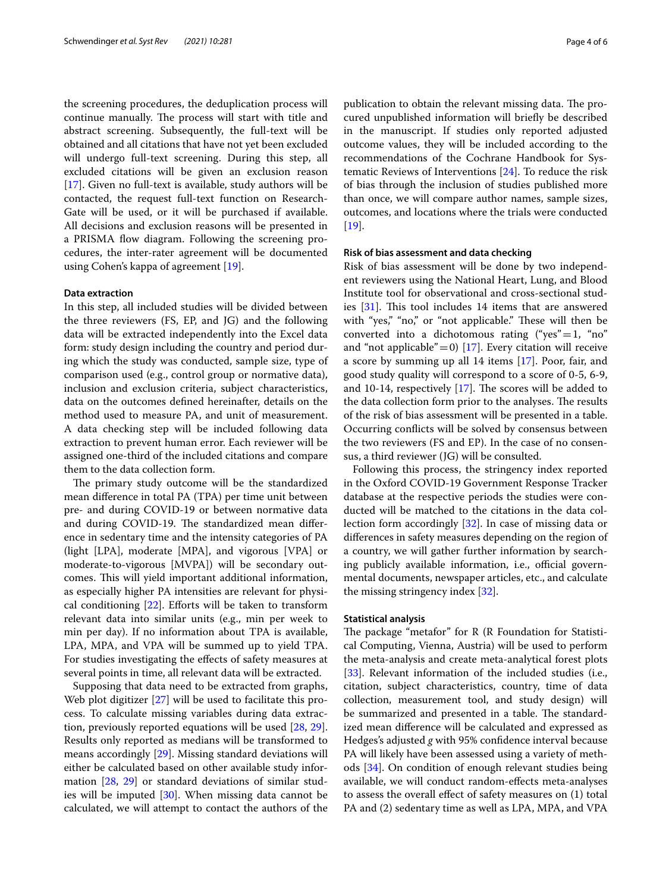the screening procedures, the deduplication process will continue manually. The process will start with title and abstract screening. Subsequently, the full-text will be obtained and all citations that have not yet been excluded will undergo full-text screening. During this step, all excluded citations will be given an exclusion reason [17]. Given no full-text is available, study authors will be contacted, the request full-text function on ResearchGate will be used, or it will be purchased if available. All decisions and exclusion reasons will be presented in a PRISMA flow diagram. Following the screening procedures, the inter-rater agreement will be documented using Cohen's kappa of agreement [19].

#### Data extraction

In this step, all included studies will be divided between the three reviewers (FS, EP, and JG) and the following data will be extracted independently into the Excel data form: study design including the country and period during which the study was conducted, sample size, type of comparison used (e.g., control group or normative data), inclusion and exclusion criteria, subject characteristics, data on the outcomes defined hereinafter, details on the method used to measure PA, and unit of measurement. A data checking step will be included following data extraction to prevent human error. Each reviewer will be assigned one-third of the included citations and compare them to the data collection form.

The primary study outcome will be the standardized mean difference in total PA (TPA) per time unit between pre- and during COVID-19 or between normative data and during COVID-19. The standardized mean difference in sedentary time and the intensity categories of PA (light [LPA], moderate [MPA], and vigorous [VPA] or moderate-to-vigorous [MVPA]) will be secondary outcomes. This will yield important additional information, as especially higher PA intensities are relevant for physical conditioning [22]. Efforts will be taken to transform relevant data into similar units (e.g., min per week to min per day). If no information about TPA is available, LPA, MPA, and VPA will be summed up to yield TPA. For studies investigating the effects of safety measures at several points in time, all relevant data will be extracted.

Supposing that data need to be extracted from graphs, Web plot digitizer [27] will be used to facilitate this process. To calculate missing variables during data extraction, previously reported equations will be used [28, 29]. Results only reported as medians will be transformed to means accordingly [29]. Missing standard deviations will either be calculated based on other available study information [28, 29] or standard deviations of similar studies will be imputed [30]. When missing data cannot be calculated, we will attempt to contact the authors of the publication to obtain the relevant missing data. The procured unpublished information will briefly be described in the manuscript. If studies only reported adjusted outcome values, they will be included according to the recommendations of the Cochrane Handbook for Systematic Reviews of Interventions [24]. To reduce the risk of bias through the inclusion of studies published more than once, we will compare author names, sample sizes, outcomes, and locations where the trials were conducted [19].

#### Risk of bias assessment and data checking

Risk of bias assessment will be done by two independent reviewers using the National Heart, Lung, and Blood Institute tool for observational and cross-sectional studies [31]. This tool includes 14 items that are answered with "yes," "no," or "not applicable." These will then be converted into a dichotomous rating ("yes" = 1, "no" and "not applicable" = 0) [17]. Every citation will receive a score by summing up all 14 items [17]. Poor, fair, and good study quality will correspond to a score of 0-5, 6-9, and 10-14, respectively [17]. The scores will be added to the data collection form prior to the analyses. The results of the risk of bias assessment will be presented in a table. Occurring conflicts will be solved by consensus between the two reviewers (FS and EP). In the case of no consensus, a third reviewer (JG) will be consulted.

Following this process, the stringency index reported in the Oxford COVID-19 Government Response Tracker database at the respective periods the studies were conducted will be matched to the citations in the data collection form accordingly [32]. In case of missing data or differences in safety measures depending on the region of a country, we will gather further information by searching publicly available information, i.e., official governmental documents, newspaper articles, etc., and calculate the missing stringency index [32].

#### Statistical analysis

The package "metafor" for R (R Foundation for Statistical Computing, Vienna, Austria) will be used to perform the meta-analysis and create meta-analytical forest plots [33]. Relevant information of the included studies (i.e., citation, subject characteristics, country, time of data collection, measurement tool, and study design) will be summarized and presented in a table. The standardized mean difference will be calculated and expressed as Hedges's adjusted *g* with 95% confidence interval because PA will likely have been assessed using a variety of methods [34]. On condition of enough relevant studies being available, we will conduct random-effects meta-analyses to assess the overall effect of safety measures on (1) total PA and (2) sedentary time as well as LPA, MPA, and VPA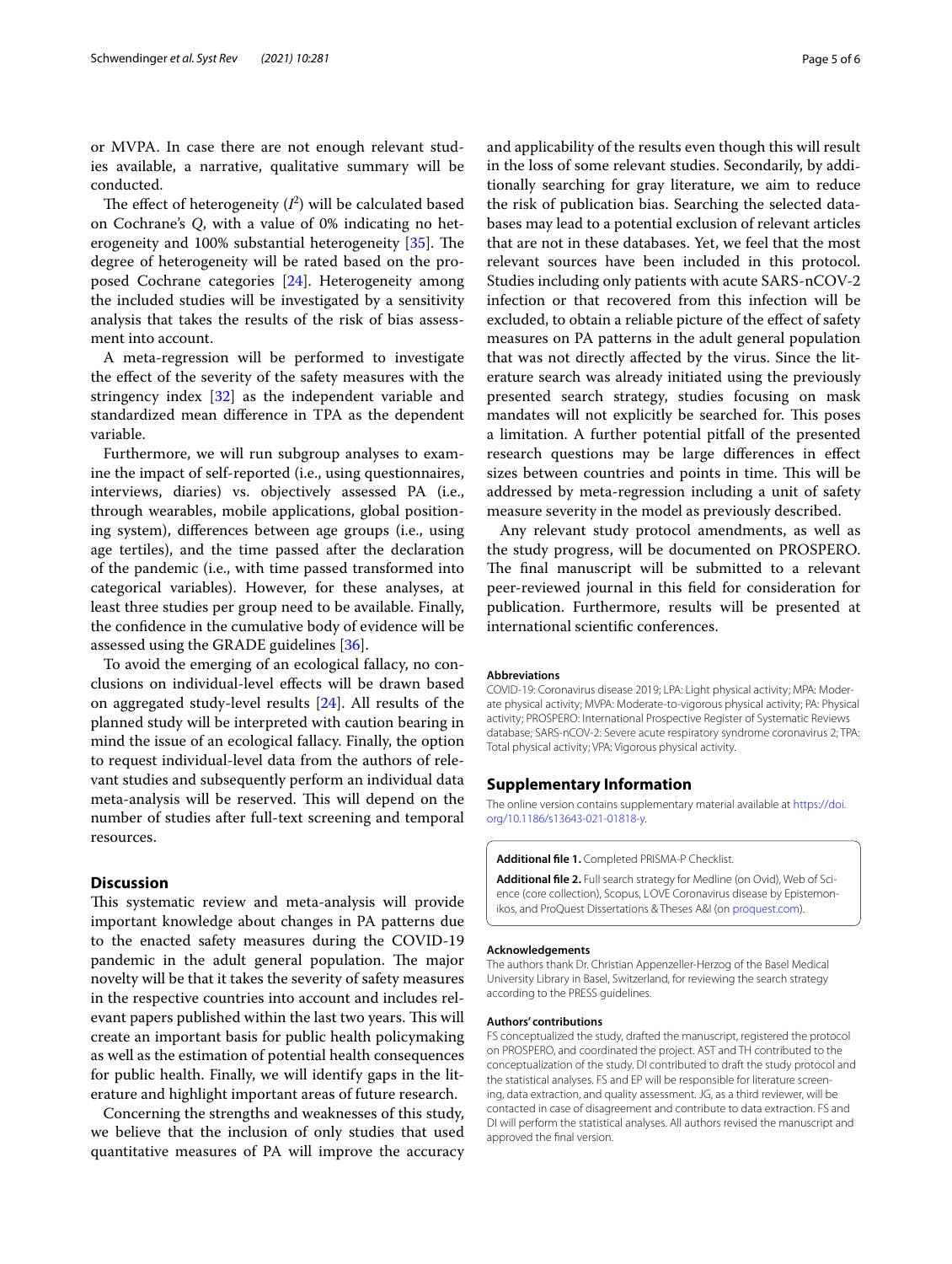or MVPA. In case there are not enough relevant studies available, a narrative, qualitative summary will be conducted.

The effect of heterogeneity ($I^2$) will be calculated based on Cochrane's $Q$, with a value of 0% indicating no heterogeneity and 100% substantial heterogeneity [35]. The degree of heterogeneity will be rated based on the proposed Cochrane categories [24]. Heterogeneity among the included studies will be investigated by a sensitivity analysis that takes the results of the risk of bias assessment into account.

A meta-regression will be performed to investigate the effect of the severity of the safety measures with the stringency index [32] as the independent variable and standardized mean difference in TPA as the dependent variable.

Furthermore, we will run subgroup analyses to examine the impact of self-reported (i.e., using questionnaires, interviews, diaries) vs. objectively assessed PA (i.e., through wearables, mobile applications, global positioning system), differences between age groups (i.e., using age tertiles), and the time passed after the declaration of the pandemic (i.e., with time passed transformed into categorical variables). However, for these analyses, at least three studies per group need to be available. Finally, the confidence in the cumulative body of evidence will be assessed using the GRADE guidelines [36].

To avoid the emerging of an ecological fallacy, no conclusions on individual-level effects will be drawn based on aggregated study-level results [24]. All results of the planned study will be interpreted with caution bearing in mind the issue of an ecological fallacy. Finally, the option to request individual-level data from the authors of relevant studies and subsequently perform an individual data meta-analysis will be reserved. This will depend on the number of studies after full-text screening and temporal resources.

## Discussion

This systematic review and meta-analysis will provide important knowledge about changes in PA patterns due to the enacted safety measures during the COVID-19 pandemic in the adult general population. The major novelty will be that it takes the severity of safety measures in the respective countries into account and includes relevant papers published within the last two years. This will create an important basis for public health policymaking as well as the estimation of potential health consequences for public health. Finally, we will identify gaps in the literature and highlight important areas of future research.

Concerning the strengths and weaknesses of this study, we believe that the inclusion of only studies that used quantitative measures of PA will improve the accuracy and applicability of the results even though this will result in the loss of some relevant studies. Secondarily, by additionally searching for gray literature, we aim to reduce the risk of publication bias. Searching the selected databases may lead to a potential exclusion of relevant articles that are not in these databases. Yet, we feel that the most relevant sources have been included in this protocol. Studies including only patients with acute SARS-nCOV-2 infection or that recovered from this infection will be excluded, to obtain a reliable picture of the effect of safety measures on PA patterns in the adult general population that was not directly affected by the virus. Since the literature search was already initiated using the previously presented search strategy, studies focusing on mask mandates will not explicitly be searched for. This poses a limitation. A further potential pitfall of the presented research questions may be large differences in effect sizes between countries and points in time. This will be addressed by meta-regression including a unit of safety measure severity in the model as previously described.

Any relevant study protocol amendments, as well as the study progress, will be documented on PROSPERO. The final manuscript will be submitted to a relevant peer-reviewed journal in this field for consideration for publication. Furthermore, results will be presented at international scientific conferences.

### Abbreviations

COVID-19: Coronavirus disease 2019; LPA: Light physical activity; MPA: Moderate physical activity; MVPA: Moderate-to-vigorous physical activity; PA: Physical activity; PROSPERO: International Prospective Register of Systematic Reviews database; SARS-nCOV-2: Severe acute respiratory syndrome coronavirus 2; TPA: Total physical activity; VPA: Vigorous physical activity.

## Supplementary Information

The online version contains supplementary material available at https://doi.org/10.1186/s13643-021-01818-y.

**Additional file 1.** Completed PRISMA-P Checklist.

**Additional file 2.** Full search strategy for Medline (on Ovid), Web of Science (core collection), Scopus, LOVE Coronavirus disease by Epistemonikos, and ProQuest Dissertations & Theses A&I (on proquest.com).

### Acknowledgements

The authors thank Dr. Christian Appenzeller-Herzog of the Basel Medical University Library in Basel, Switzerland, for reviewing the search strategy according to the PRESS guidelines.

### Authors' contributions

FS conceptualized the study, drafted the manuscript, registered the protocol on PROSPERO, and coordinated the project. AST and TH contributed to the conceptualization of the study. DI contributed to draft the study protocol and the statistical analyses. FS and EP will be responsible for literature screening, data extraction, and quality assessment. JG, as a third reviewer, will be contacted in case of disagreement and contribute to data extraction. FS and DI will perform the statistical analyses. All authors revised the manuscript and approved the final version.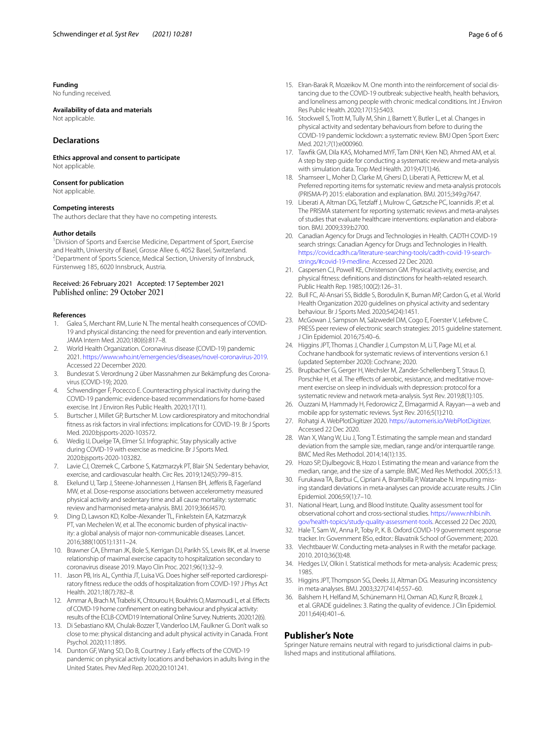### Funding

No funding received.

### Availability of data and materials

Not applicable.

## Declarations

### Ethics approval and consent to participate

Not applicable.

### Consent for publication

Not applicable.

### Competing interests

The authors declare that they have no competing interests.

### Author details

[1]Division of Sports and Exercise Medicine, Department of Sport, Exercise and Health, University of Basel, Grosse Allee 6, 4052 Basel, Switzerland. [2]Department of Sports Science, Medical Section, University of Innsbruck, Fürstenweg 185, 6020 Innsbruck, Austria.

Received: 26 February 2021 Accepted: 17 September 2021
Published online: 29 October 2021

### References

1. Galea S, Merchant RM, Lurie N. The mental health consequences of COVID-19 and physical distancing: the need for prevention and early intervention. JAMA Intern Med. 2020;180(6):817–8.
2. World Health Organization. Coronavirus disease (COVID-19) pandemic 2021. https://www.who.int/emergencies/diseases/novel-coronavirus-2019. Accessed 22 December 2020.
3. Bundesrat S. Verordnung 2 über Massnahmen zur Bekämpfung des Coronavirus (COVID-19); 2020.
4. Schwendinger F, Pocecco E. Counteracting physical inactivity during the COVID-19 pandemic: evidence-based recommendations for home-based exercise. Int J Environ Res Public Health. 2020;17(11).
5. Burtscher J, Millet GP, Burtscher M. Low cardiorespiratory and mitochondrial fitness as risk factors in viral infections: implications for COVID-19. Br J Sports Med. 2020:bjsports-2020-103572.
6. Wedig IJ, Duelge TA, Elmer SJ. Infographic. Stay physically active during COVID-19 with exercise as medicine. Br J Sports Med. 2020:bjsports-2020-103282.
7. Lavie CJ, Ozemek C, Carbone S, Katzmarzyk PT, Blair SN. Sedentary behavior, exercise, and cardiovascular health. Circ Res. 2019;124(5):799–815.
8. Ekelund U, Tarp J, Steene-Johannessen J, Hansen BH, Jefferis B, Fagerland MW, et al. Dose-response associations between accelerometry measured physical activity and sedentary time and all cause mortality: systematic review and harmonised meta-analysis. BMJ. 2019;366:l4570.
9. Ding D, Lawson KD, Kolbe-Alexander TL, Finkelstein EA, Katzmarzyk PT, van Mechelen W, et al. The economic burden of physical inactivity: a global analysis of major non-communicable diseases. Lancet. 2016;388(10051):1311–24.
10. Brawner CA, Ehrman JK, Bole S, Kerrigan DJ, Parikh SS, Lewis BK, et al. Inverse relationship of maximal exercise capacity to hospitalization secondary to coronavirus disease 2019. Mayo Clin Proc. 2021;96(1):32–9.
11. Jason PB, Iris AL, Cynthia JT, Luisa VG. Does higher self-reported cardiorespiratory fitness reduce the odds of hospitalization from COVID-19? J Phys Act Health. 2021;18(7):782–8.
12. Ammar A, Brach M, Trabelsi K, Chtourou H, Boukhris O, Masmoudi L, et al. Effects of COVID-19 home confinement on eating behaviour and physical activity: results of the ECLB-COVID19 International Online Survey. Nutrients. 2020;12(6).
13. Di Sebastiano KM, Chulak-Bozzer T, Vanderloo LM, Faulkner G. Don't walk so close to me: physical distancing and adult physical activity in Canada. Front Psychol. 2020;11:1895.
14. Dunton GF, Wang SD, Do B, Courtney J. Early effects of the COVID-19 pandemic on physical activity locations and behaviors in adults living in the United States. Prev Med Rep. 2020;20:101241.
15. Elran-Barak R, Mozeikov M. One month into the reinforcement of social distancing due to the COVID-19 outbreak: subjective health, health behaviors, and loneliness among people with chronic medical conditions. Int J Environ Res Public Health. 2020;17(15):5403.
16. Stockwell S, Trott M, Tully M, Shin J, Barnett Y, Butler L, et al. Changes in physical activity and sedentary behaviours from before to during the COVID-19 pandemic lockdown: a systematic review. BMJ Open Sport Exerc Med. 2021;7(1):e000960.
17. Tawfik GM, Dila KAS, Mohamed MYF, Tam DNH, Kien ND, Ahmed AM, et al. A step by step guide for conducting a systematic review and meta-analysis with simulation data. Trop Med Health. 2019;47(1):46.
18. Shamseer L, Moher D, Clarke M, Ghersi D, Liberati A, Petticrew M, et al. Preferred reporting items for systematic review and meta-analysis protocols (PRISMA-P) 2015: elaboration and explanation. BMJ. 2015;349:g7647.
19. Liberati A, Altman DG, Tetzlaff J, Mulrow C, Gøtzsche PC, Ioannidis JP, et al. The PRISMA statement for reporting systematic reviews and meta-analyses of studies that evaluate healthcare interventions: explanation and elaboration. BMJ. 2009;339:b2700.
20. Canadian Agency for Drugs and Technologies in Health. CADTH COVID-19 search strings: Canadian Agency for Drugs and Technologies in Health. https://covid.cadth.ca/literature-searching-tools/cadth-covid-19-search-strings/#covid-19-medline. Accessed 22 Dec 2020.
21. Caspersen CJ, Powell KE, Christenson GM. Physical activity, exercise, and physical fitness: definitions and distinctions for health-related research. Public Health Rep. 1985;100(2):126–31.
22. Bull FC, Al-Ansari SS, Biddle S, Borodulin K, Buman MP, Cardon G, et al. World Health Organization 2020 guidelines on physical activity and sedentary behaviour. Br J Sports Med. 2020;54(24):1451.
23. McGowan J, Sampson M, Salzwedel DM, Cogo E, Foerster V, Lefebvre C. PRESS peer review of electronic search strategies: 2015 guideline statement. J Clin Epidemiol. 2016;75:40–6.
24. Higgins JPT, Thomas J, Chandler J, Cumpston M, Li T, Page MJ, et al. Cochrane handbook for systematic reviews of interventions version 6.1 (updated September 2020): Cochrane; 2020.
25. Brupbacher G, Gerger H, Wechsler M, Zander-Schellenberg T, Straus D, Porschke H, et al. The effects of aerobic, resistance, and meditative movement exercise on sleep in individuals with depression: protocol for a systematic review and network meta-analysis. Syst Rev. 2019;8(1):105.
26. Ouzzani M, Hammady H, Fedorowicz Z, Elmagarmid A. Rayyan—a web and mobile app for systematic reviews. Syst Rev. 2016;5(1):210.
27. Rohatgi A. WebPlotDigitizer 2020. https://automeris.io/WebPlotDigitizer. Accessed 22 Dec 2020.
28. Wan X, Wang W, Liu J, Tong T. Estimating the sample mean and standard deviation from the sample size, median, range and/or interquartile range. BMC Med Res Methodol. 2014;14(1):135.
29. Hozo SP, Djulbegovic B, Hozo I. Estimating the mean and variance from the median, range, and the size of a sample. BMC Med Res Methodol. 2005;5:13.
30. Furukawa TA, Barbui C, Cipriani A, Brambilla P, Watanabe N. Imputing missing standard deviations in meta-analyses can provide accurate results. J Clin Epidemiol. 2006;59(1):7–10.
31. National Heart, Lung, and Blood Institute. Quality assessment tool for observational cohort and cross-sectional studies. https://www.nhlbi.nih.gov/health-topics/study-quality-assessment-tools. Accessed 22 Dec 2020,
32. Hale T, Sam W., Anna P., Toby P., K. B. Oxford COVID-19 government response tracker. In: Government BSo, editor.: Blavatnik School of Government; 2020.
33. Viechtbauer W. Conducting meta-analyses in R with the metafor package. 2010. 2010;36(3):48.
34. Hedges LV, Olkin I. Statistical methods for meta-analysis: Academic press; 1985.
35. Higgins JPT, Thompson SG, Deeks JJ, Altman DG. Measuring inconsistency in meta-analyses. BMJ. 2003;327(7414):557–60.
36. Balshem H, Helfand M, Schünemann HJ, Oxman AD, Kunz R, Brozek J, et al. GRADE guidelines: 3. Rating the quality of evidence. J Clin Epidemiol. 2011;64(4):401–6.

## Publisher's Note

Springer Nature remains neutral with regard to jurisdictional claims in published maps and institutional affiliations.